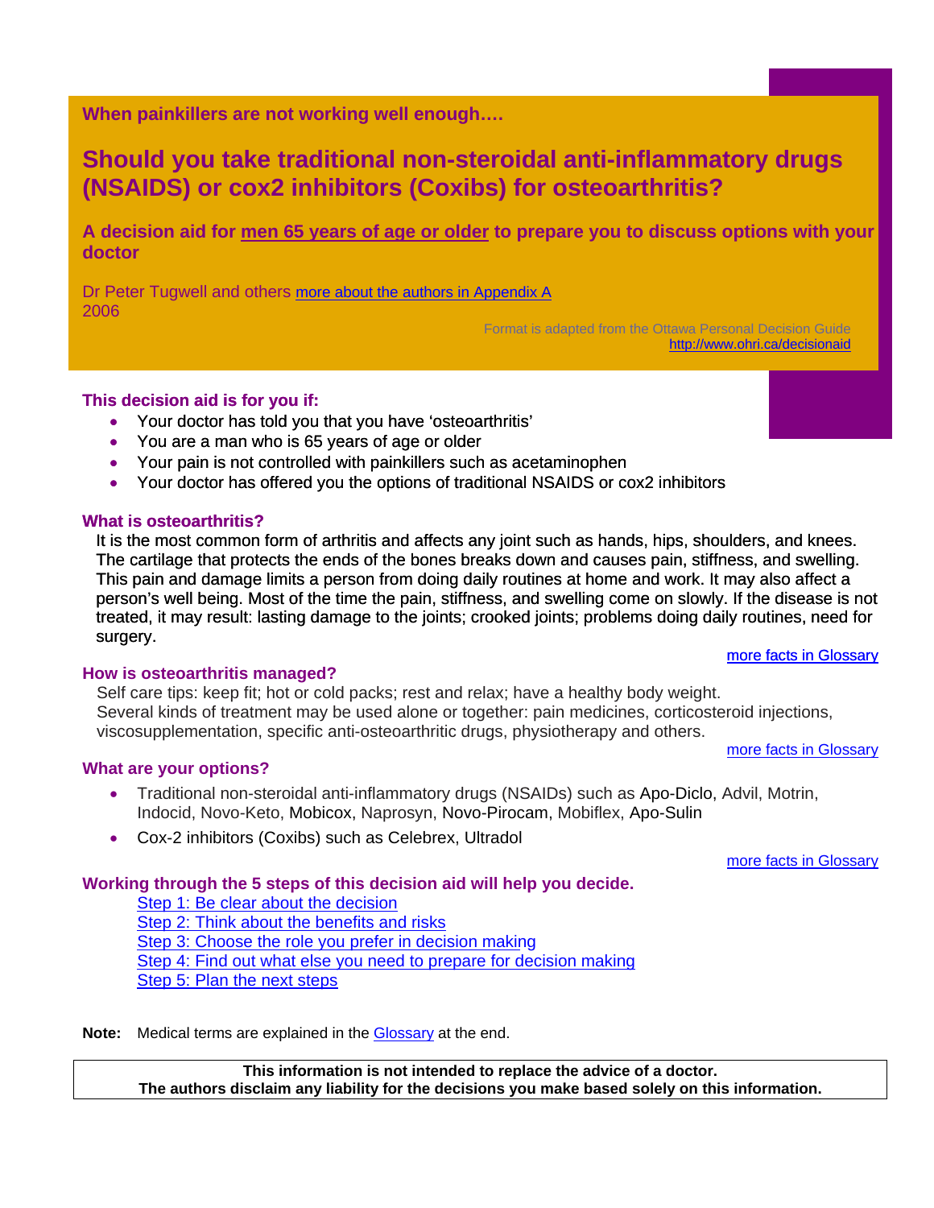**When painkillers are not working well enough….**

# Should you take traditional non-steroidal anti-inflammatory drugs (NSAIDS) or cox2 inhibitors (Coxibs) for osteoarthritis?

**A decision aid for men 65 years of age or older to prepare you to discuss options with your doctor**

Dr Peter Tugwell and others more about the authors in Appendix A
2006

Format is adapted from the Ottawa Personal Decision Guide
http://www.ohri.ca/decisionaid

### This decision aid is for you if:

- Your doctor has told you that you have 'osteoarthritis'
- You are a man who is 65 years of age or older
- Your pain is not controlled with painkillers such as acetaminophen
- Your doctor has offered you the options of traditional NSAIDS or cox2 inhibitors

### What is osteoarthritis?

It is the most common form of arthritis and affects any joint such as hands, hips, shoulders, and knees. The cartilage that protects the ends of the bones breaks down and causes pain, stiffness, and swelling. This pain and damage limits a person from doing daily routines at home and work. It may also affect a person's well being. Most of the time the pain, stiffness, and swelling come on slowly. If the disease is not treated, it may result: lasting damage to the joints; crooked joints; problems doing daily routines, need for surgery.

more facts in Glossary

### How is osteoarthritis managed?

Self care tips: keep fit; hot or cold packs; rest and relax; have a healthy body weight.
Several kinds of treatment may be used alone or together: pain medicines, corticosteroid injections, viscosupplementation, specific anti-osteoarthritic drugs, physiotherapy and others.

more facts in Glossary

### What are your options?

- Traditional non-steroidal anti-inflammatory drugs (NSAIDs) such as Apo-Diclo, Advil, Motrin, Indocid, Novo-Keto, Mobicox, Naprosyn, Novo-Pirocam, Mobiflex, Apo-Sulin
- Cox-2 inhibitors (Coxibs) such as Celebrex, Ultradol

more facts in Glossary

### Working through the 5 steps of this decision aid will help you decide.

Step 1: Be clear about the decision
Step 2: Think about the benefits and risks
Step 3: Choose the role you prefer in decision making
Step 4: Find out what else you need to prepare for decision making
Step 5: Plan the next steps

**Note:** Medical terms are explained in the Glossary at the end.

**This information is not intended to replace the advice of a doctor.**
**The authors disclaim any liability for the decisions you make based solely on this information.**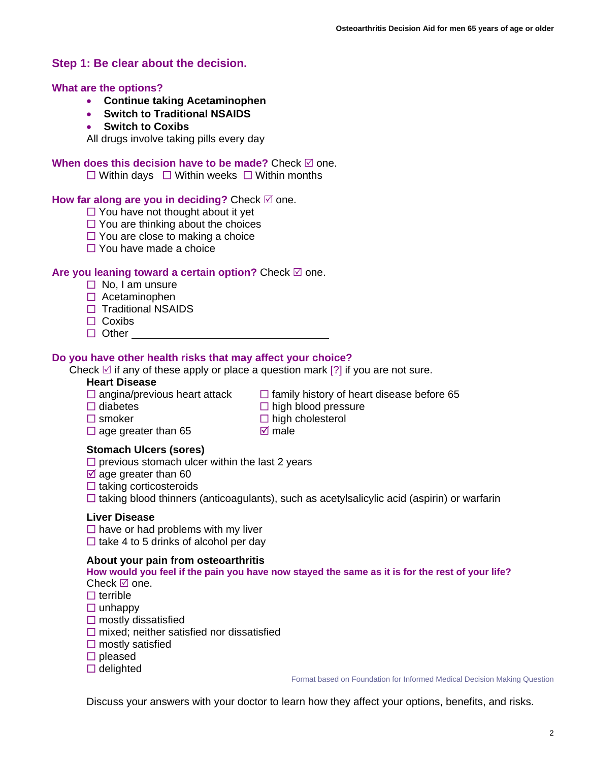## Step 1: Be clear about the decision.

### What are the options?

- **Continue taking Acetaminophen**
- **Switch to Traditional NSAIDS**
- **Switch to Coxibs**

All drugs involve taking pills every day

**When does this decision have to be made?** Check ☑ one.

☐ Within days ☐ Within weeks ☐ Within months

**How far along are you in deciding?** Check ☑ one.

☐ You have not thought about it yet
☐ You are thinking about the choices
☐ You are close to making a choice
☐ You have made a choice

**Are you leaning toward a certain option?** Check ☑ one.

☐ No, I am unsure
☐ Acetaminophen
☐ Traditional NSAIDS
☐ Coxibs
☐ Other ________________________________

**Do you have other health risks that may affect your choice?**

Check ☑ if any of these apply or place a question mark [?] if you are not sure.

**Heart Disease**

☐ angina/previous heart attack
☐ diabetes
☐ smoker
☐ age greater than 65
☐ family history of heart disease before 65
☐ high blood pressure
☐ high cholesterol
☑ male

**Stomach Ulcers (sores)**

☐ previous stomach ulcer within the last 2 years
☑ age greater than 60
☐ taking corticosteroids
☐ taking blood thinners (anticoagulants), such as acetylsalicylic acid (aspirin) or warfarin

**Liver Disease**

☐ have or had problems with my liver
☐ take 4 to 5 drinks of alcohol per day

**About your pain from osteoarthritis**

**How would you feel if the pain you have now stayed the same as it is for the rest of your life?**
Check ☑ one.

☐ terrible
☐ unhappy
☐ mostly dissatisfied
☐ mixed; neither satisfied nor dissatisfied
☐ mostly satisfied
☐ pleased
☐ delighted

Format based on Foundation for Informed Medical Decision Making Question

Discuss your answers with your doctor to learn how they affect your options, benefits, and risks.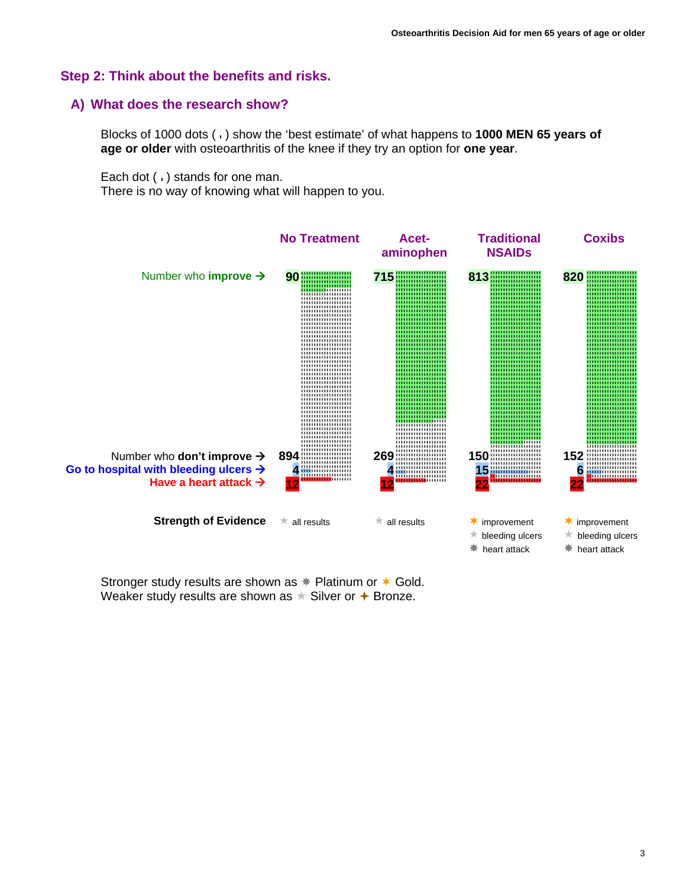## Step 2: Think about the benefits and risks.

### A) What does the research show?

Blocks of 1000 dots ( **.** ) show the 'best estimate' of what happens to **1000 MEN 65 years of age or older** with osteoarthritis of the knee if they try an option for **one year**.

Each dot ( **.** ) stands for one man.
There is no way of knowing what will happen to you.

No Treatment
Acet-aminophen
Traditional NSAIDs
Coxibs

Number who **improve** →
90
715
813
820

Number who **don't improve** →
894
269
150
152

Go to hospital with bleeding ulcers →
4
4
15
6

Have a heart attack →
12
12
22
22

**Strength of Evidence**

No Treatment: ★ all results

Acetaminophen: ★ all results

Traditional NSAIDs: ✶ improvement; ★ bleeding ulcers; ✸ heart attack

Coxibs: ✶ improvement; ★ bleeding ulcers; ✸ heart attack

Stronger study results are shown as ✸ Platinum or ✶ Gold.
Weaker study results are shown as ★ Silver or ✦ Bronze.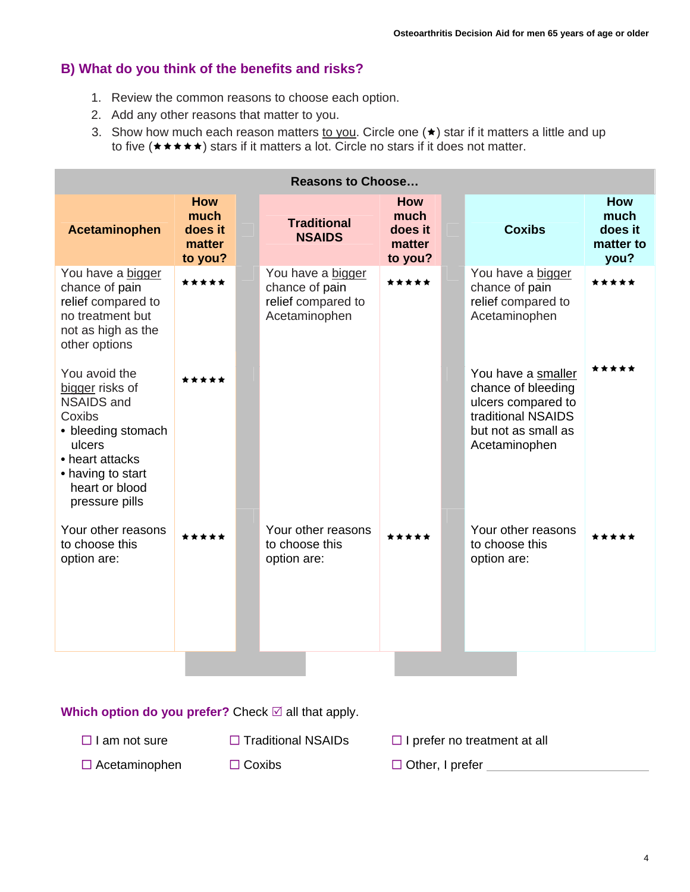## B) What do you think of the benefits and risks?

1. Review the common reasons to choose each option.
2. Add any other reasons that matter to you.
3. Show how much each reason matters to you. Circle one (★) star if it matters a little and up to five (★★★★★) stars if it matters a lot. Circle no stars if it does not matter.

**Reasons to Choose…**

| Acetaminophen | How much does it matter to you? | Traditional NSAIDS | How much does it matter to you? | Coxibs | How much does it matter to you? |
|---|---|---|---|---|---|
| You have a bigger chance of pain relief compared to no treatment but not as high as the other options | ★★★★★ | You have a bigger chance of pain relief compared to Acetaminophen | ★★★★★ | You have a bigger chance of pain relief compared to Acetaminophen | ★★★★★ |
| You avoid the bigger risks of NSAIDS and Coxibs<br>• bleeding stomach ulcers<br>• heart attacks<br>• having to start heart or blood pressure pills | ★★★★★ | | | You have a smaller chance of bleeding ulcers compared to traditional NSAIDS but not as small as Acetaminophen | ★★★★★ |
| Your other reasons to choose this option are: | ★★★★★ | Your other reasons to choose this option are: | ★★★★★ | Your other reasons to choose this option are: | ★★★★★ |

**Which option do you prefer?** Check ☑ all that apply.

☐ I am not sure
☐ Acetaminophen
☐ Traditional NSAIDs
☐ Coxibs
☐ I prefer no treatment at all
☐ Other, I prefer ______________________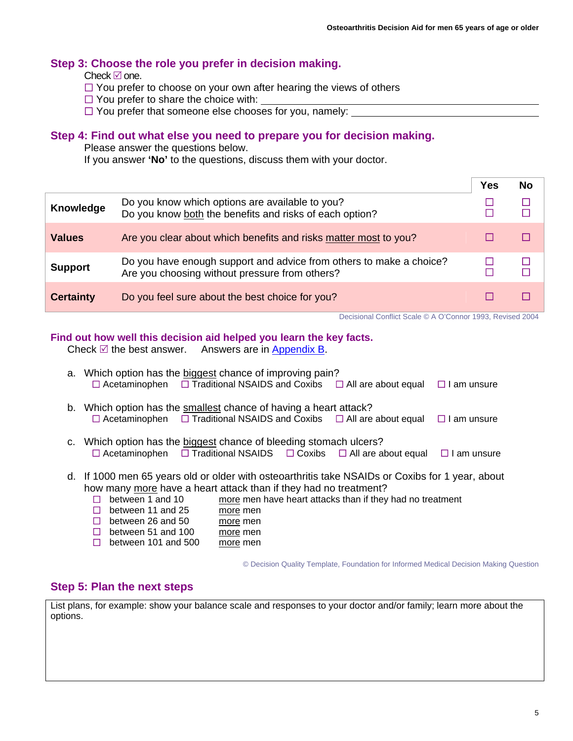## Step 3: Choose the role you prefer in decision making.

Check ☑ one.

☐ You prefer to choose on your own after hearing the views of others

☐ You prefer to share the choice with: ______________________________

☐ You prefer that someone else chooses for you, namely: ______________________________

## Step 4: Find out what else you need to prepare you for decision making.

Please answer the questions below.

If you answer **'No'** to the questions, discuss them with your doctor.

| | | Yes | No |
|---|---|---|---|
| **Knowledge** | Do you know which options are available to you?<br>Do you know both the benefits and risks of each option? | ☐<br>☐ | ☐<br>☐ |
| **Values** | Are you clear about which benefits and risks matter most to you? | ☐ | ☐ |
| **Support** | Do you have enough support and advice from others to make a choice?<br>Are you choosing without pressure from others? | ☐<br>☐ | ☐<br>☐ |
| **Certainty** | Do you feel sure about the best choice for you? | ☐ | ☐ |

Decisional Conflict Scale © A O'Connor 1993, Revised 2004

## Find out how well this decision aid helped you learn the key facts.

Check ☑ the best answer. Answers are in Appendix B.

a. Which option has the biggest chance of improving pain?
☐ Acetaminophen ☐ Traditional NSAIDS and Coxibs ☐ All are about equal ☐ I am unsure

b. Which option has the smallest chance of having a heart attack?
☐ Acetaminophen ☐ Traditional NSAIDS and Coxibs ☐ All are about equal ☐ I am unsure

c. Which option has the biggest chance of bleeding stomach ulcers?
☐ Acetaminophen ☐ Traditional NSAIDS ☐ Coxibs ☐ All are about equal ☐ I am unsure

d. If 1000 men 65 years old or older with osteoarthritis take NSAIDs or Coxibs for 1 year, about how many more have a heart attack than if they had no treatment?
- ☐ between 1 and 10 more men have heart attacks than if they had no treatment
- ☐ between 11 and 25 more men
- ☐ between 26 and 50 more men
- ☐ between 51 and 100 more men
- ☐ between 101 and 500 more men

© Decision Quality Template, Foundation for Informed Medical Decision Making Question

## Step 5: Plan the next steps

List plans, for example: show your balance scale and responses to your doctor and/or family; learn more about the options.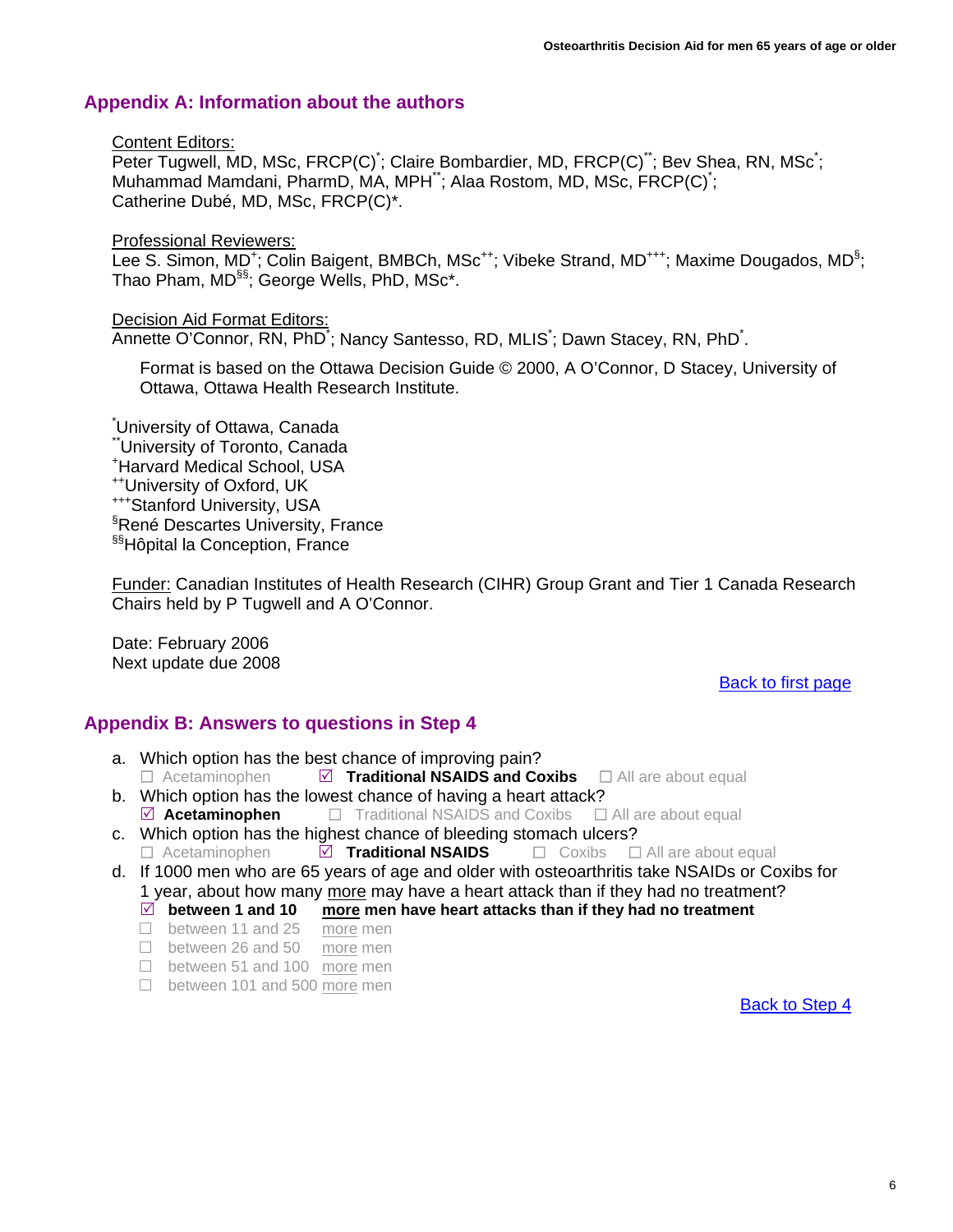## Appendix A: Information about the authors

Content Editors:
Peter Tugwell, MD, MSc, FRCP(C)[*]; Claire Bombardier, MD, FRCP(C)[**]; Bev Shea, RN, MSc[*]; Muhammad Mamdani, PharmD, MA, MPH[**]; Alaa Rostom, MD, MSc, FRCP(C)[*]; Catherine Dubé, MD, MSc, FRCP(C)*.

Professional Reviewers:
Lee S. Simon, MD[+]; Colin Baigent, BMBCh, MSc[++]; Vibeke Strand, MD[+++]; Maxime Dougados, MD[§]; Thao Pham, MD[§§]; George Wells, PhD, MSc*.

Decision Aid Format Editors:
Annette O'Connor, RN, PhD[*]; Nancy Santesso, RD, MLIS[*]; Dawn Stacey, RN, PhD[*].

Format is based on the Ottawa Decision Guide © 2000, A O'Connor, D Stacey, University of Ottawa, Ottawa Health Research Institute.

[*]University of Ottawa, Canada
[**]University of Toronto, Canada
[+]Harvard Medical School, USA
[++]University of Oxford, UK
[+++]Stanford University, USA
[§]René Descartes University, France
[§§]Hôpital la Conception, France

Funder: Canadian Institutes of Health Research (CIHR) Group Grant and Tier 1 Canada Research Chairs held by P Tugwell and A O'Connor.

Date: February 2006
Next update due 2008

Back to first page

## Appendix B: Answers to questions in Step 4

a. Which option has the best chance of improving pain?
   ☐ Acetaminophen ☑ **Traditional NSAIDS and Coxibs** ☐ All are about equal
b. Which option has the lowest chance of having a heart attack?
   ☑ **Acetaminophen** ☐ Traditional NSAIDS and Coxibs ☐ All are about equal
c. Which option has the highest chance of bleeding stomach ulcers?
   ☐ Acetaminophen ☑ **Traditional NSAIDS** ☐ Coxibs ☐ All are about equal
d. If 1000 men who are 65 years of age and older with osteoarthritis take NSAIDs or Coxibs for 1 year, about how many more may have a heart attack than if they had no treatment?
   ☑ **between 1 and 10 more men have heart attacks than if they had no treatment**
   ☐ between 11 and 25 more men
   ☐ between 26 and 50 more men
   ☐ between 51 and 100 more men
   ☐ between 101 and 500 more men

Back to Step 4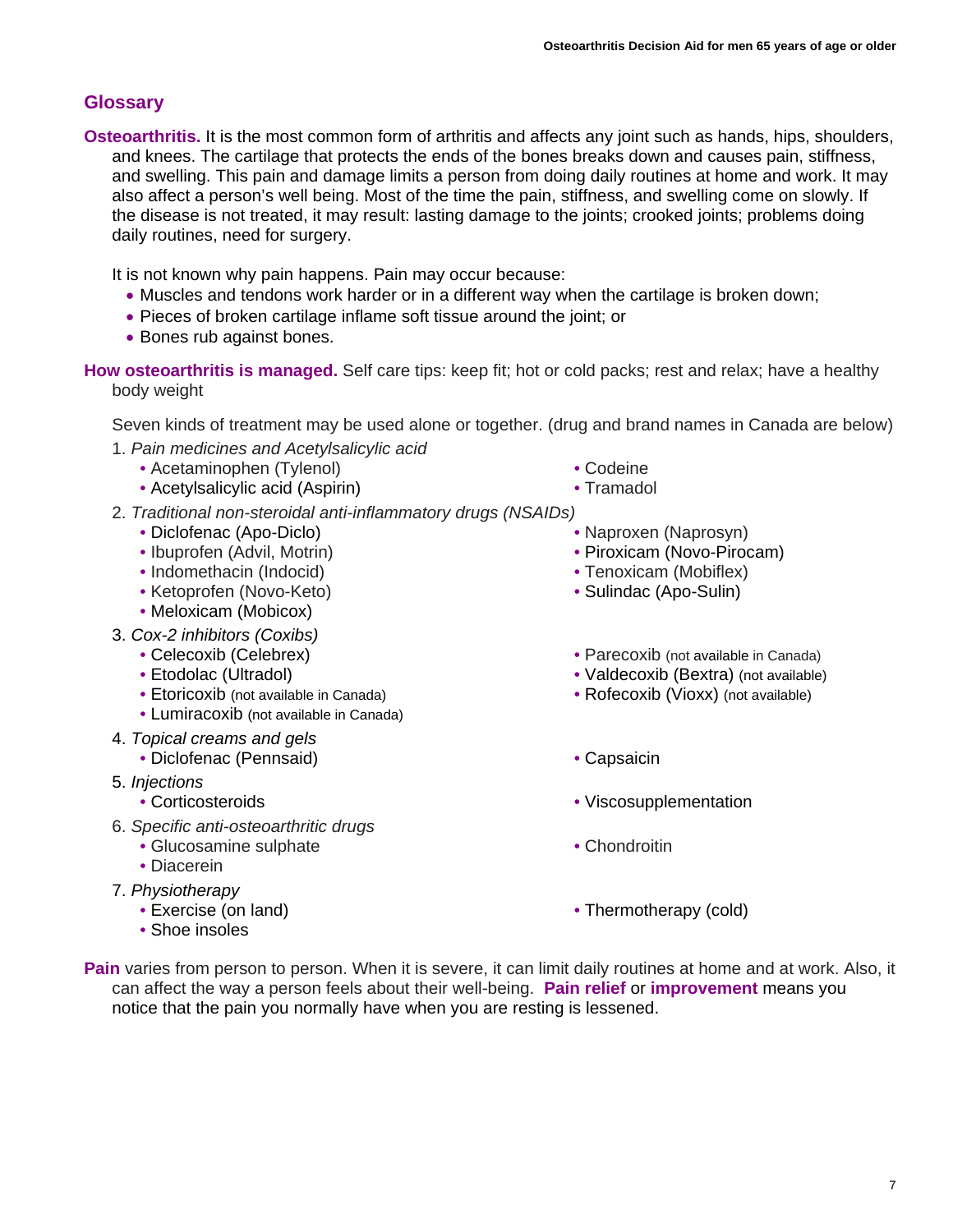## Glossary

**Osteoarthritis.** It is the most common form of arthritis and affects any joint such as hands, hips, shoulders, and knees. The cartilage that protects the ends of the bones breaks down and causes pain, stiffness, and swelling. This pain and damage limits a person from doing daily routines at home and work. It may also affect a person's well being. Most of the time the pain, stiffness, and swelling come on slowly. If the disease is not treated, it may result: lasting damage to the joints; crooked joints; problems doing daily routines, need for surgery.

It is not known why pain happens. Pain may occur because:

- Muscles and tendons work harder or in a different way when the cartilage is broken down;
- Pieces of broken cartilage inflame soft tissue around the joint; or
- Bones rub against bones.

**How osteoarthritis is managed.** Self care tips: keep fit; hot or cold packs; rest and relax; have a healthy body weight

Seven kinds of treatment may be used alone or together. (drug and brand names in Canada are below)

1. *Pain medicines and Acetylsalicylic acid*
   - Acetaminophen (Tylenol)
   - Acetylsalicylic acid (Aspirin)
   - Codeine
   - Tramadol
2. *Traditional non-steroidal anti-inflammatory drugs (NSAIDs)*
   - Diclofenac (Apo-Diclo)
   - Ibuprofen (Advil, Motrin)
   - Indomethacin (Indocid)
   - Ketoprofen (Novo-Keto)
   - Meloxicam (Mobicox)
   - Naproxen (Naprosyn)
   - Piroxicam (Novo-Pirocam)
   - Tenoxicam (Mobiflex)
   - Sulindac (Apo-Sulin)
3. *Cox-2 inhibitors (Coxibs)*
   - Celecoxib (Celebrex)
   - Etodolac (Ultradol)
   - Etoricoxib (not available in Canada)
   - Lumiracoxib (not available in Canada)
   - Parecoxib (not available in Canada)
   - Valdecoxib (Bextra) (not available)
   - Rofecoxib (Vioxx) (not available)
4. *Topical creams and gels*
   - Diclofenac (Pennsaid)
   - Capsaicin
5. *Injections*
   - Corticosteroids
   - Viscosupplementation
6. *Specific anti-osteoarthritic drugs*
   - Glucosamine sulphate
   - Diacerein
   - Chondroitin
7. *Physiotherapy*
   - Exercise (on land)
   - Shoe insoles
   - Thermotherapy (cold)

**Pain** varies from person to person. When it is severe, it can limit daily routines at home and at work. Also, it can affect the way a person feels about their well-being. **Pain relief** or **improvement** means you notice that the pain you normally have when you are resting is lessened.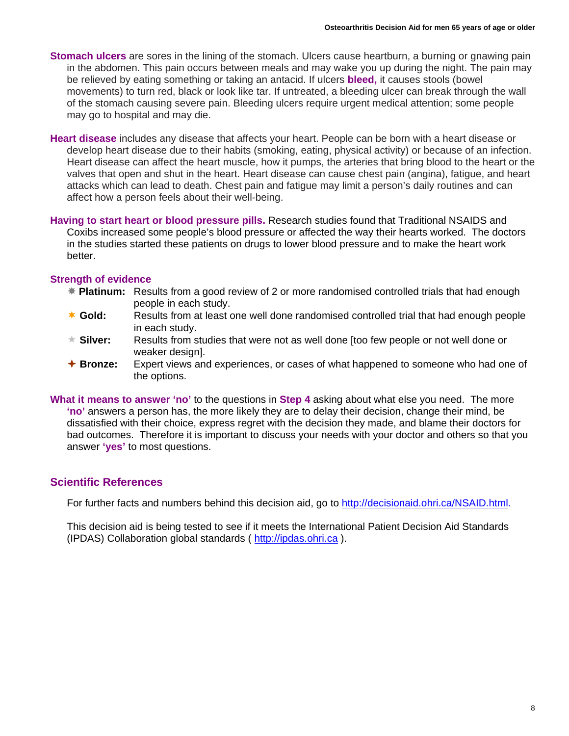**Stomach ulcers** are sores in the lining of the stomach. Ulcers cause heartburn, a burning or gnawing pain in the abdomen. This pain occurs between meals and may wake you up during the night. The pain may be relieved by eating something or taking an antacid. If ulcers **bleed,** it causes stools (bowel movements) to turn red, black or look like tar. If untreated, a bleeding ulcer can break through the wall of the stomach causing severe pain. Bleeding ulcers require urgent medical attention; some people may go to hospital and may die.

**Heart disease** includes any disease that affects your heart. People can be born with a heart disease or develop heart disease due to their habits (smoking, eating, physical activity) or because of an infection. Heart disease can affect the heart muscle, how it pumps, the arteries that bring blood to the heart or the valves that open and shut in the heart. Heart disease can cause chest pain (angina), fatigue, and heart attacks which can lead to death. Chest pain and fatigue may limit a person's daily routines and can affect how a person feels about their well-being.

**Having to start heart or blood pressure pills.** Research studies found that Traditional NSAIDS and Coxibs increased some people's blood pressure or affected the way their hearts worked. The doctors in the studies started these patients on drugs to lower blood pressure and to make the heart work better.

**Strength of evidence**

- ✸ **Platinum:** Results from a good review of 2 or more randomised controlled trials that had enough people in each study.
- ✶ **Gold:** Results from at least one well done randomised controlled trial that had enough people in each study.
- ★ **Silver:** Results from studies that were not as well done [too few people or not well done or weaker design].
- ✦ **Bronze:** Expert views and experiences, or cases of what happened to someone who had one of the options.

**What it means to answer 'no'** to the questions in **Step 4** asking about what else you need. The more **'no'** answers a person has, the more likely they are to delay their decision, change their mind, be dissatisfied with their choice, express regret with the decision they made, and blame their doctors for bad outcomes. Therefore it is important to discuss your needs with your doctor and others so that you answer **'yes'** to most questions.

## Scientific References

For further facts and numbers behind this decision aid, go to http://decisionaid.ohri.ca/NSAID.html.

This decision aid is being tested to see if it meets the International Patient Decision Aid Standards (IPDAS) Collaboration global standards ( http://ipdas.ohri.ca ).